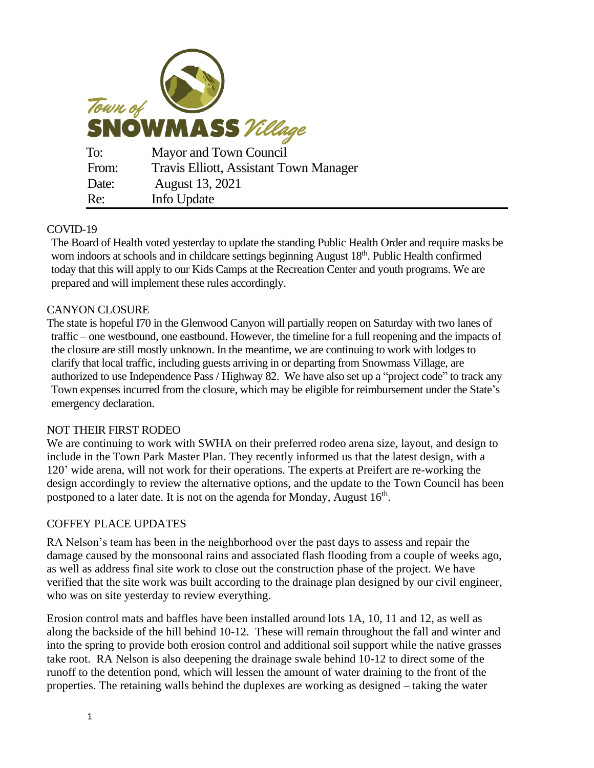Town of SNOWMASS Village

| | |
|---|---|
| To: | Mayor and Town Council |
| From: | Travis Elliott, Assistant Town Manager |
| Date: | August 13, 2021 |
| Re: | Info Update |

## COVID-19

The Board of Health voted yesterday to update the standing Public Health Order and require masks be worn indoors at schools and in childcare settings beginning August 18th. Public Health confirmed today that this will apply to our Kids Camps at the Recreation Center and youth programs. We are prepared and will implement these rules accordingly.

## CANYON CLOSURE

The state is hopeful I70 in the Glenwood Canyon will partially reopen on Saturday with two lanes of traffic – one westbound, one eastbound. However, the timeline for a full reopening and the impacts of the closure are still mostly unknown. In the meantime, we are continuing to work with lodges to clarify that local traffic, including guests arriving in or departing from Snowmass Village, are authorized to use Independence Pass / Highway 82. We have also set up a "project code" to track any Town expenses incurred from the closure, which may be eligible for reimbursement under the State's emergency declaration.

## NOT THEIR FIRST RODEO

We are continuing to work with SWHA on their preferred rodeo arena size, layout, and design to include in the Town Park Master Plan. They recently informed us that the latest design, with a 120' wide arena, will not work for their operations. The experts at Preifert are re-working the design accordingly to review the alternative options, and the update to the Town Council has been postponed to a later date. It is not on the agenda for Monday, August 16th.

## COFFEY PLACE UPDATES

RA Nelson's team has been in the neighborhood over the past days to assess and repair the damage caused by the monsoonal rains and associated flash flooding from a couple of weeks ago, as well as address final site work to close out the construction phase of the project. We have verified that the site work was built according to the drainage plan designed by our civil engineer, who was on site yesterday to review everything.

Erosion control mats and baffles have been installed around lots 1A, 10, 11 and 12, as well as along the backside of the hill behind 10-12. These will remain throughout the fall and winter and into the spring to provide both erosion control and additional soil support while the native grasses take root. RA Nelson is also deepening the drainage swale behind 10-12 to direct some of the runoff to the detention pond, which will lessen the amount of water draining to the front of the properties. The retaining walls behind the duplexes are working as designed – taking the water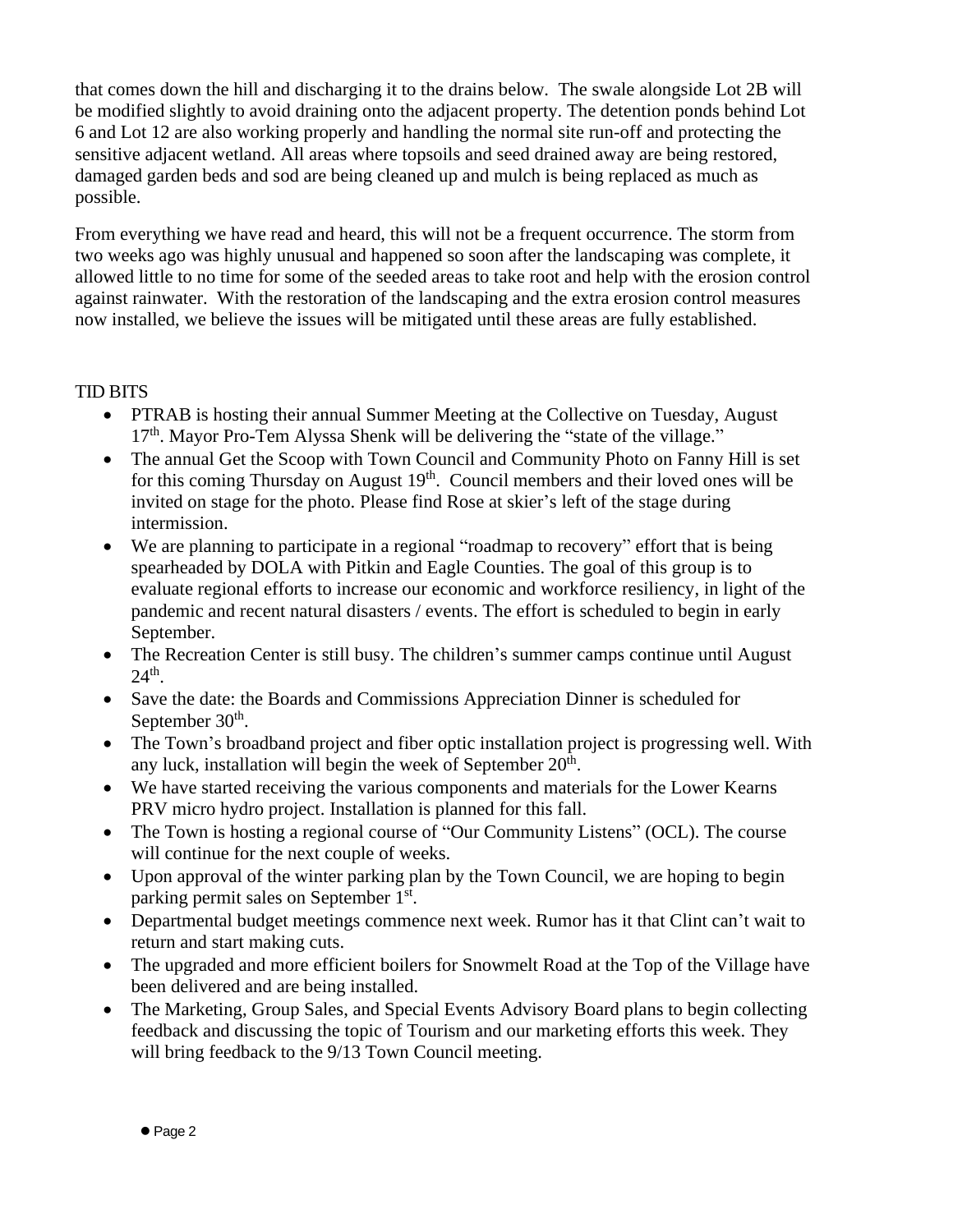that comes down the hill and discharging it to the drains below. The swale alongside Lot 2B will be modified slightly to avoid draining onto the adjacent property. The detention ponds behind Lot 6 and Lot 12 are also working properly and handling the normal site run-off and protecting the sensitive adjacent wetland. All areas where topsoils and seed drained away are being restored, damaged garden beds and sod are being cleaned up and mulch is being replaced as much as possible.

From everything we have read and heard, this will not be a frequent occurrence. The storm from two weeks ago was highly unusual and happened so soon after the landscaping was complete, it allowed little to no time for some of the seeded areas to take root and help with the erosion control against rainwater. With the restoration of the landscaping and the extra erosion control measures now installed, we believe the issues will be mitigated until these areas are fully established.

TID BITS

- PTRAB is hosting their annual Summer Meeting at the Collective on Tuesday, August 17th. Mayor Pro-Tem Alyssa Shenk will be delivering the "state of the village."
- The annual Get the Scoop with Town Council and Community Photo on Fanny Hill is set for this coming Thursday on August 19th. Council members and their loved ones will be invited on stage for the photo. Please find Rose at skier's left of the stage during intermission.
- We are planning to participate in a regional "roadmap to recovery" effort that is being spearheaded by DOLA with Pitkin and Eagle Counties. The goal of this group is to evaluate regional efforts to increase our economic and workforce resiliency, in light of the pandemic and recent natural disasters / events. The effort is scheduled to begin in early September.
- The Recreation Center is still busy. The children's summer camps continue until August 24th.
- Save the date: the Boards and Commissions Appreciation Dinner is scheduled for September 30th.
- The Town's broadband project and fiber optic installation project is progressing well. With any luck, installation will begin the week of September 20th.
- We have started receiving the various components and materials for the Lower Kearns PRV micro hydro project. Installation is planned for this fall.
- The Town is hosting a regional course of "Our Community Listens" (OCL). The course will continue for the next couple of weeks.
- Upon approval of the winter parking plan by the Town Council, we are hoping to begin parking permit sales on September 1st.
- Departmental budget meetings commence next week. Rumor has it that Clint can't wait to return and start making cuts.
- The upgraded and more efficient boilers for Snowmelt Road at the Top of the Village have been delivered and are being installed.
- The Marketing, Group Sales, and Special Events Advisory Board plans to begin collecting feedback and discussing the topic of Tourism and our marketing efforts this week. They will bring feedback to the 9/13 Town Council meeting.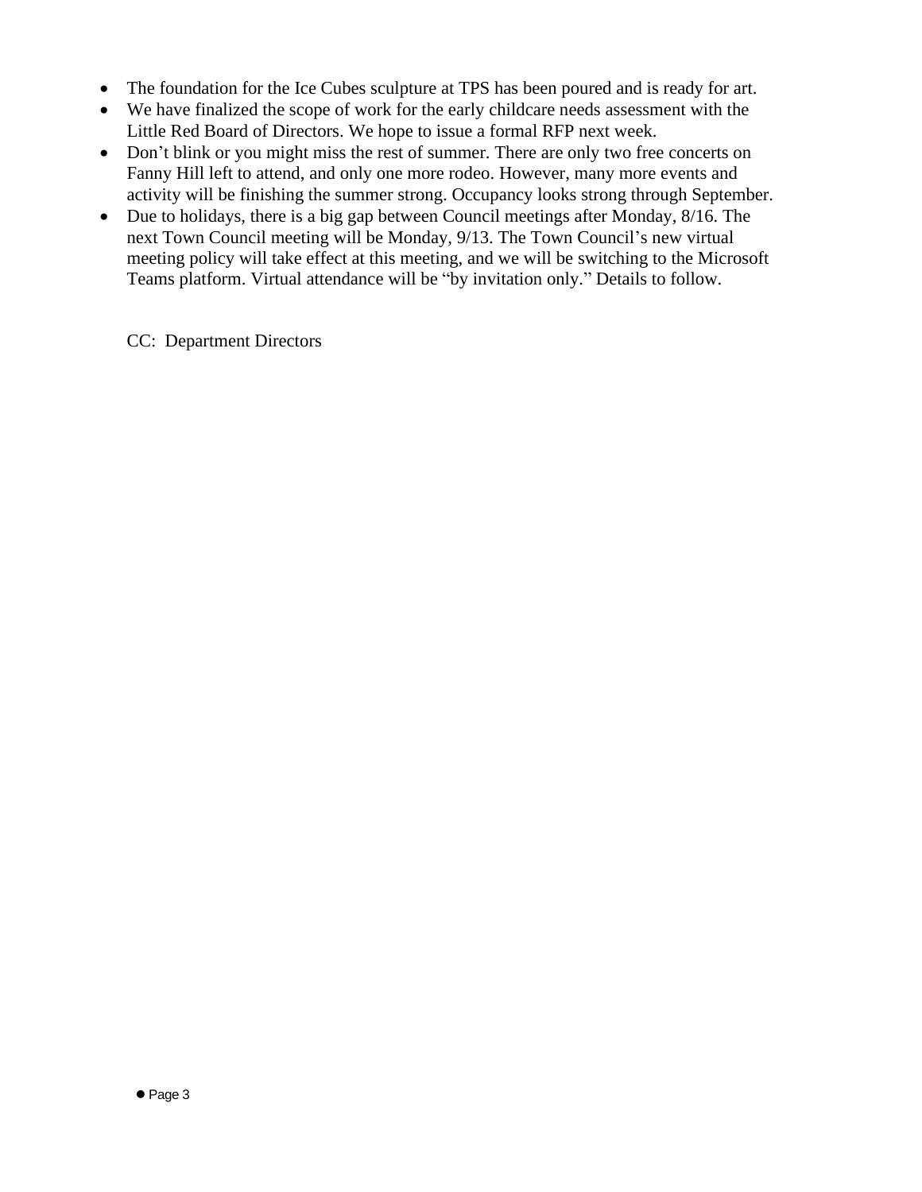- The foundation for the Ice Cubes sculpture at TPS has been poured and is ready for art.
- We have finalized the scope of work for the early childcare needs assessment with the Little Red Board of Directors. We hope to issue a formal RFP next week.
- Don't blink or you might miss the rest of summer. There are only two free concerts on Fanny Hill left to attend, and only one more rodeo. However, many more events and activity will be finishing the summer strong. Occupancy looks strong through September.
- Due to holidays, there is a big gap between Council meetings after Monday, 8/16. The next Town Council meeting will be Monday, 9/13. The Town Council's new virtual meeting policy will take effect at this meeting, and we will be switching to the Microsoft Teams platform. Virtual attendance will be "by invitation only." Details to follow.

CC: Department Directors